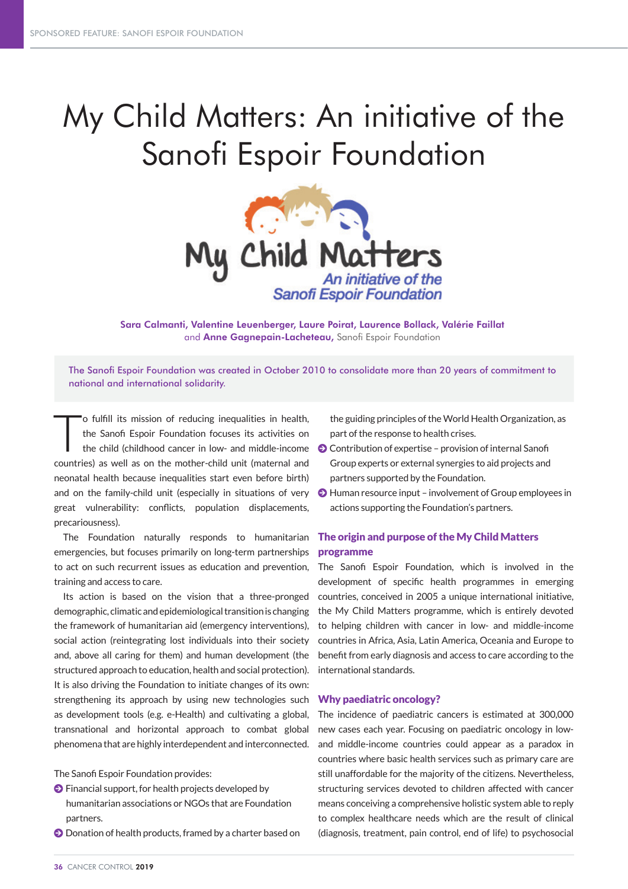# My Child Matters: An initiative of the Sanofi Espoir Foundation

My Child Matters
An initiative of the Sanofi Espoir Foundation

**Sara Calmanti, Valentine Leuenberger, Laure Poirat, Laurence Bollack, Valérie Faillat** and **Anne Gagnepain-Lacheteau,** Sanofi Espoir Foundation

The Sanofi Espoir Foundation was created in October 2010 to consolidate more than 20 years of commitment to national and international solidarity.

To fulfill its mission of reducing inequalities in health, the Sanofi Espoir Foundation focuses its activities on the child (childhood cancer in low- and middle-income countries) as well as on the mother-child unit (maternal and neonatal health because inequalities start even before birth) and on the family-child unit (especially in situations of very great vulnerability: conflicts, population displacements, precariousness).

The Foundation naturally responds to humanitarian emergencies, but focuses primarily on long-term partnerships to act on such recurrent issues as education and prevention, training and access to care.

Its action is based on the vision that a three-pronged demographic, climatic and epidemiological transition is changing the framework of humanitarian aid (emergency interventions), social action (reintegrating lost individuals into their society and, above all caring for them) and human development (the structured approach to education, health and social protection). It is also driving the Foundation to initiate changes of its own: strengthening its approach by using new technologies such as development tools (e.g. e-Health) and cultivating a global, transnational and horizontal approach to combat global phenomena that are highly interdependent and interconnected.

The Sanofi Espoir Foundation provides:

- Financial support, for health projects developed by humanitarian associations or NGOs that are Foundation partners.
- Donation of health products, framed by a charter based on the guiding principles of the World Health Organization, as part of the response to health crises.
- Contribution of expertise – provision of internal Sanofi Group experts or external synergies to aid projects and partners supported by the Foundation.
- Human resource input – involvement of Group employees in actions supporting the Foundation's partners.

## The origin and purpose of the My Child Matters programme

The Sanofi Espoir Foundation, which is involved in the development of specific health programmes in emerging countries, conceived in 2005 a unique international initiative, the My Child Matters programme, which is entirely devoted to helping children with cancer in low- and middle-income countries in Africa, Asia, Latin America, Oceania and Europe to benefit from early diagnosis and access to care according to the international standards.

## Why paediatric oncology?

The incidence of paediatric cancers is estimated at 300,000 new cases each year. Focusing on paediatric oncology in low- and middle-income countries could appear as a paradox in countries where basic health services such as primary care are still unaffordable for the majority of the citizens. Nevertheless, structuring services devoted to children affected with cancer means conceiving a comprehensive holistic system able to reply to complex healthcare needs which are the result of clinical (diagnosis, treatment, pain control, end of life) to psychosocial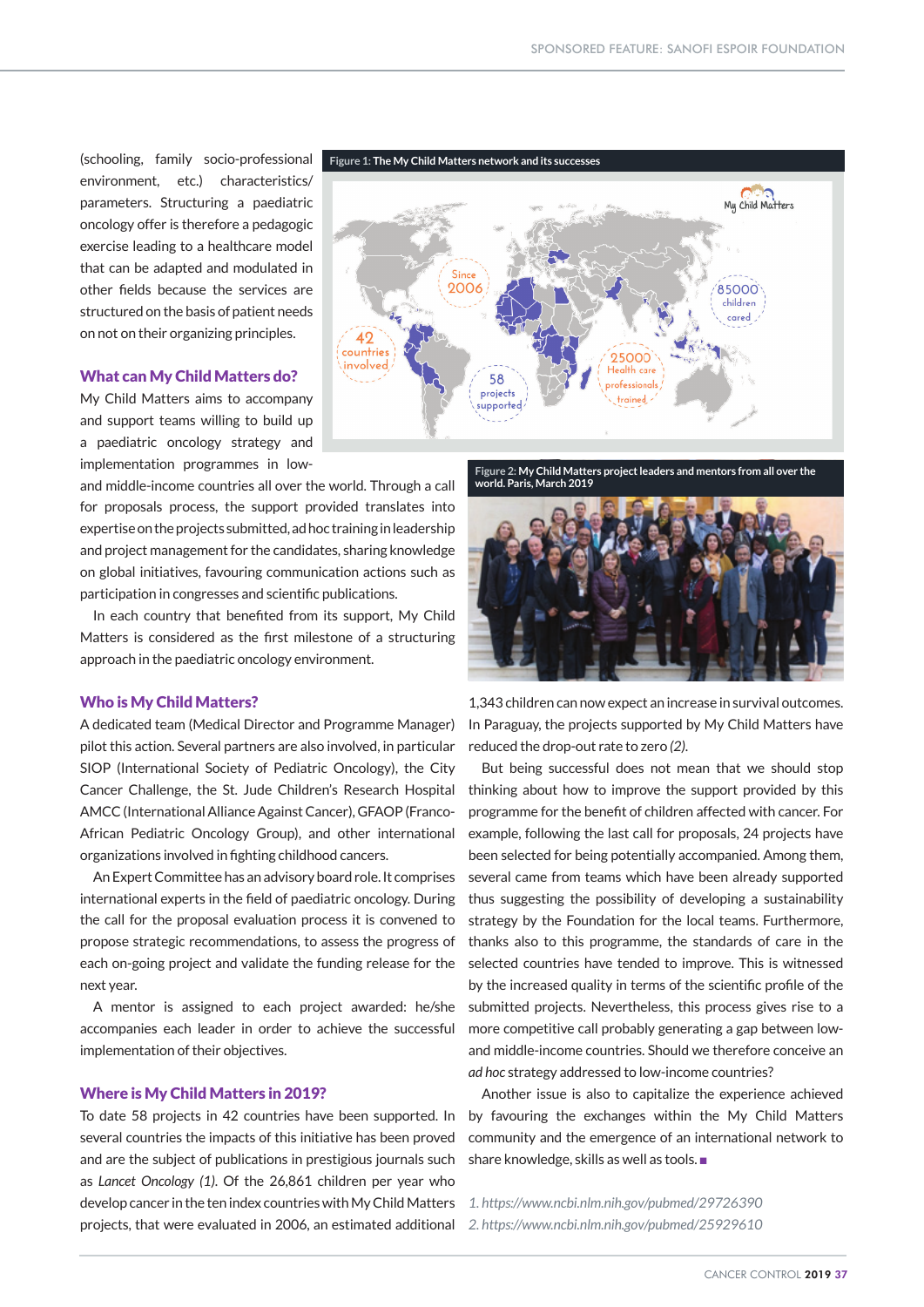(schooling, family socio-professional environment, etc.) characteristics/ parameters. Structuring a paediatric oncology offer is therefore a pedagogic exercise leading to a healthcare model that can be adapted and modulated in other fields because the services are structured on the basis of patient needs on not on their organizing principles.

Figure 1: The My Child Matters network and its successes

### What can My Child Matters do?

My Child Matters aims to accompany and support teams willing to build up a paediatric oncology strategy and implementation programmes in low- and middle-income countries all over the world. Through a call for proposals process, the support provided translates into expertise on the projects submitted, ad hoc training in leadership and project management for the candidates, sharing knowledge on global initiatives, favouring communication actions such as participation in congresses and scientific publications.

In each country that benefited from its support, My Child Matters is considered as the first milestone of a structuring approach in the paediatric oncology environment.

Figure 2: My Child Matters project leaders and mentors from all over the world. Paris, March 2019

### Who is My Child Matters?

A dedicated team (Medical Director and Programme Manager) pilot this action. Several partners are also involved, in particular SIOP (International Society of Pediatric Oncology), the City Cancer Challenge, the St. Jude Children's Research Hospital AMCC (International Alliance Against Cancer), GFAOP (Franco-African Pediatric Oncology Group), and other international organizations involved in fighting childhood cancers.

An Expert Committee has an advisory board role. It comprises international experts in the field of paediatric oncology. During the call for the proposal evaluation process it is convened to propose strategic recommendations, to assess the progress of each on-going project and validate the funding release for the next year.

A mentor is assigned to each project awarded: he/she accompanies each leader in order to achieve the successful implementation of their objectives.

### Where is My Child Matters in 2019?

To date 58 projects in 42 countries have been supported. In several countries the impacts of this initiative has been proved and are the subject of publications in prestigious journals such as *Lancet Oncology (1)*. Of the 26,861 children per year who develop cancer in the ten index countries with My Child Matters projects, that were evaluated in 2006, an estimated additional 1,343 children can now expect an increase in survival outcomes. In Paraguay, the projects supported by My Child Matters have reduced the drop-out rate to zero *(2)*.

But being successful does not mean that we should stop thinking about how to improve the support provided by this programme for the benefit of children affected with cancer. For example, following the last call for proposals, 24 projects have been selected for being potentially accompanied. Among them, several came from teams which have been already supported thus suggesting the possibility of developing a sustainability strategy by the Foundation for the local teams. Furthermore, thanks also to this programme, the standards of care in the selected countries have tended to improve. This is witnessed by the increased quality in terms of the scientific profile of the submitted projects. Nevertheless, this process gives rise to a more competitive call probably generating a gap between low- and middle-income countries. Should we therefore conceive an *ad hoc* strategy addressed to low-income countries?

Another issue is also to capitalize the experience achieved by favouring the exchanges within the My Child Matters community and the emergence of an international network to share knowledge, skills as well as tools. ■

1. *https://www.ncbi.nlm.nih.gov/pubmed/29726390*
2. *https://www.ncbi.nlm.nih.gov/pubmed/25929610*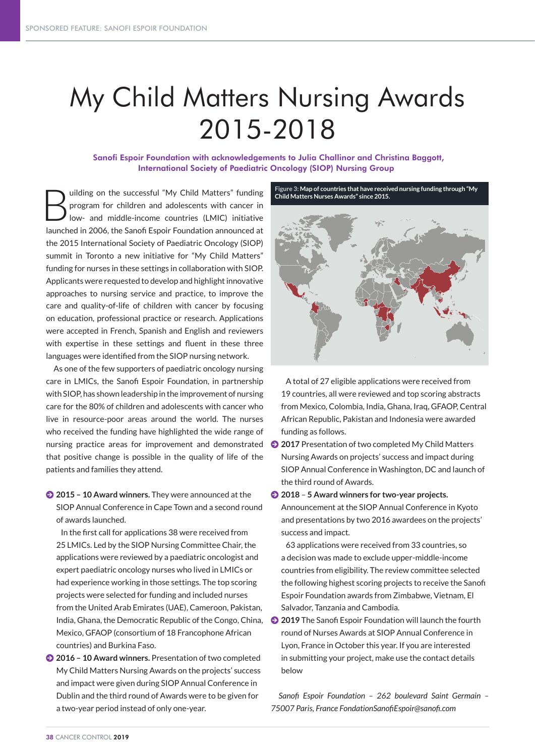# My Child Matters Nursing Awards 2015-2018

**Sanofi Espoir Foundation with acknowledgements to Julia Challinor and Christina Baggott, International Society of Paediatric Oncology (SIOP) Nursing Group**

Building on the successful "My Child Matters" funding program for children and adolescents with cancer in low- and middle-income countries (LMIC) initiative launched in 2006, the Sanofi Espoir Foundation announced at the 2015 International Society of Paediatric Oncology (SIOP) summit in Toronto a new initiative for "My Child Matters" funding for nurses in these settings in collaboration with SIOP. Applicants were requested to develop and highlight innovative approaches to nursing service and practice, to improve the care and quality-of-life of children with cancer by focusing on education, professional practice or research. Applications were accepted in French, Spanish and English and reviewers with expertise in these settings and fluent in these three languages were identified from the SIOP nursing network.

As one of the few supporters of paediatric oncology nursing care in LMICs, the Sanofi Espoir Foundation, in partnership with SIOP, has shown leadership in the improvement of nursing care for the 80% of children and adolescents with cancer who live in resource-poor areas around the world. The nurses who received the funding have highlighted the wide range of nursing practice areas for improvement and demonstrated that positive change is possible in the quality of life of the patients and families they attend.

- **2015 – 10 Award winners.** They were announced at the SIOP Annual Conference in Cape Town and a second round of awards launched.

  In the first call for applications 38 were received from 25 LMICs. Led by the SIOP Nursing Committee Chair, the applications were reviewed by a paediatric oncologist and expert paediatric oncology nurses who lived in LMICs or had experience working in those settings. The top scoring projects were selected for funding and included nurses from the United Arab Emirates (UAE), Cameroon, Pakistan, India, Ghana, the Democratic Republic of the Congo, China, Mexico, GFAOP (consortium of 18 Francophone African countries) and Burkina Faso.

- **2016 – 10 Award winners.** Presentation of two completed My Child Matters Nursing Awards on the projects' success and impact were given during SIOP Annual Conference in Dublin and the third round of Awards were to be given for a two-year period instead of only one-year.

Figure 3: Map of countries that have received nursing funding through "My Child Matters Nurses Awards" since 2015.

A total of 27 eligible applications were received from 19 countries, all were reviewed and top scoring abstracts from Mexico, Colombia, India, Ghana, Iraq, GFAOP, Central African Republic, Pakistan and Indonesia were awarded funding as follows.

- **2017** Presentation of two completed My Child Matters Nursing Awards on projects' success and impact during SIOP Annual Conference in Washington, DC and launch of the third round of Awards.
- **2018 – 5 Award winners for two-year projects.** Announcement at the SIOP Annual Conference in Kyoto and presentations by two 2016 awardees on the projects' success and impact.

  63 applications were received from 33 countries, so a decision was made to exclude upper-middle-income countries from eligibility. The review committee selected the following highest scoring projects to receive the Sanofi Espoir Foundation awards from Zimbabwe, Vietnam, El Salvador, Tanzania and Cambodia.

- **2019** The Sanofi Espoir Foundation will launch the fourth round of Nurses Awards at SIOP Annual Conference in Lyon, France in October this year. If you are interested in submitting your project, make use the contact details below

*Sanofi Espoir Foundation – 262 boulevard Saint Germain – 75007 Paris, France FondationSanofiEspoir@sanofi.com*